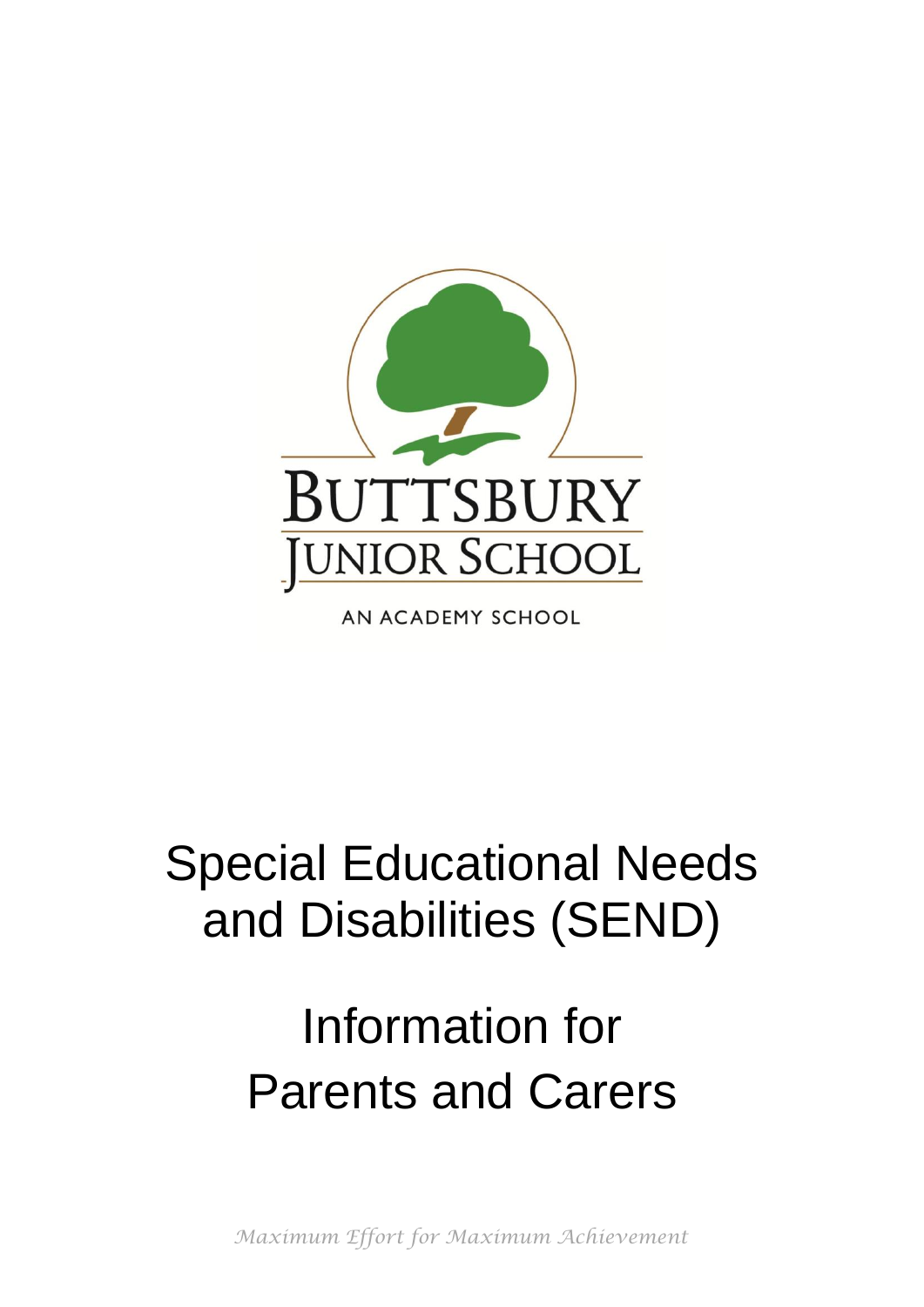BUTTSBURY
JUNIOR SCHOOL

AN ACADEMY SCHOOL

# Special Educational Needs and Disabilities (SEND)

# Information for Parents and Carers

*Maximum Effort for Maximum Achievement*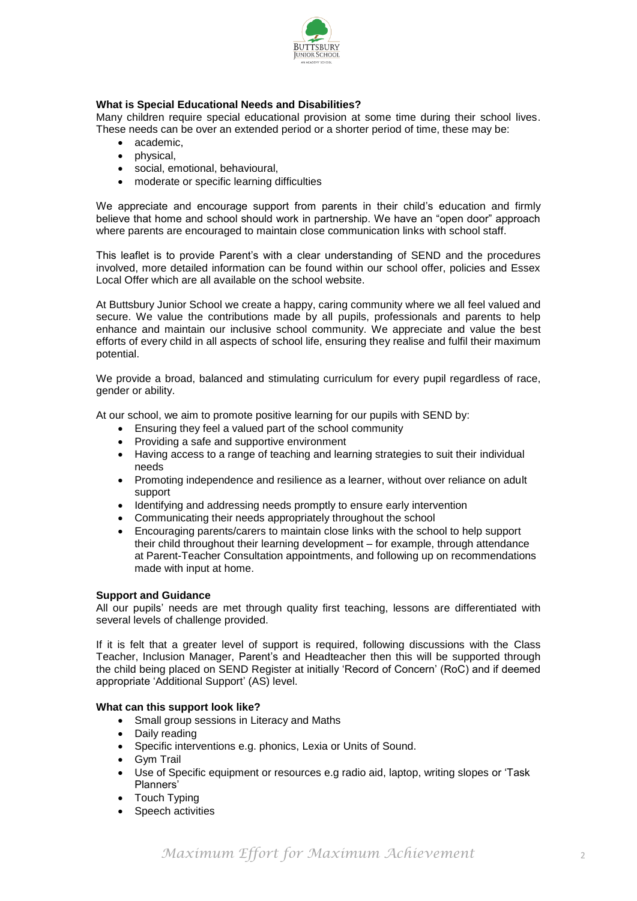**What is Special Educational Needs and Disabilities?**

Many children require special educational provision at some time during their school lives. These needs can be over an extended period or a shorter period of time, these may be:

- academic,
- physical,
- social, emotional, behavioural,
- moderate or specific learning difficulties

We appreciate and encourage support from parents in their child's education and firmly believe that home and school should work in partnership. We have an "open door" approach where parents are encouraged to maintain close communication links with school staff.

This leaflet is to provide Parent's with a clear understanding of SEND and the procedures involved, more detailed information can be found within our school offer, policies and Essex Local Offer which are all available on the school website.

At Buttsbury Junior School we create a happy, caring community where we all feel valued and secure. We value the contributions made by all pupils, professionals and parents to help enhance and maintain our inclusive school community. We appreciate and value the best efforts of every child in all aspects of school life, ensuring they realise and fulfil their maximum potential.

We provide a broad, balanced and stimulating curriculum for every pupil regardless of race, gender or ability.

At our school, we aim to promote positive learning for our pupils with SEND by:

- Ensuring they feel a valued part of the school community
- Providing a safe and supportive environment
- Having access to a range of teaching and learning strategies to suit their individual needs
- Promoting independence and resilience as a learner, without over reliance on adult support
- Identifying and addressing needs promptly to ensure early intervention
- Communicating their needs appropriately throughout the school
- Encouraging parents/carers to maintain close links with the school to help support their child throughout their learning development – for example, through attendance at Parent-Teacher Consultation appointments, and following up on recommendations made with input at home.

**Support and Guidance**

All our pupils' needs are met through quality first teaching, lessons are differentiated with several levels of challenge provided.

If it is felt that a greater level of support is required, following discussions with the Class Teacher, Inclusion Manager, Parent's and Headteacher then this will be supported through the child being placed on SEND Register at initially 'Record of Concern' (RoC) and if deemed appropriate 'Additional Support' (AS) level.

**What can this support look like?**

- Small group sessions in Literacy and Maths
- Daily reading
- Specific interventions e.g. phonics, Lexia or Units of Sound.
- Gym Trail
- Use of Specific equipment or resources e.g radio aid, laptop, writing slopes or 'Task Planners'
- Touch Typing
- Speech activities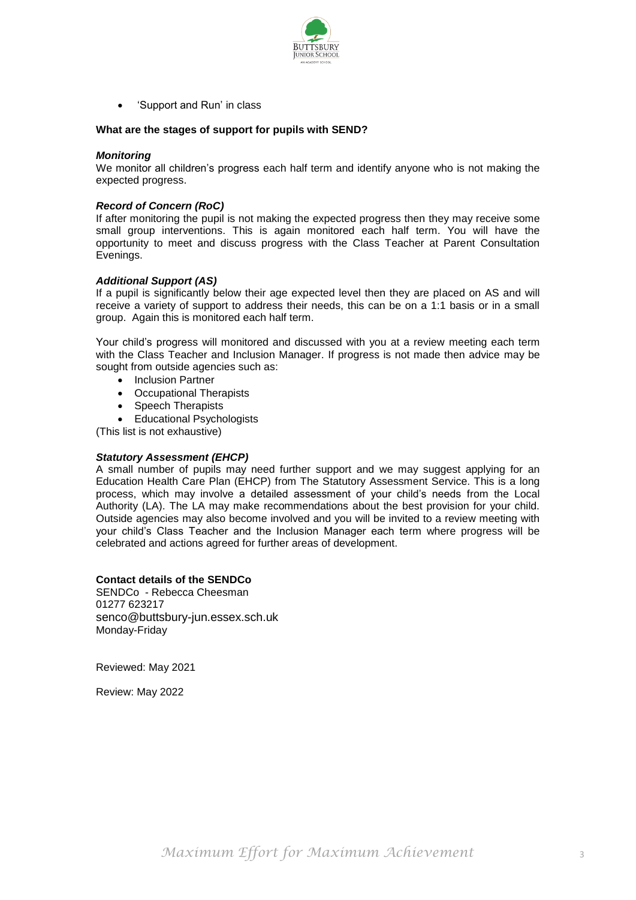- 'Support and Run' in class

**What are the stages of support for pupils with SEND?**

***Monitoring***

We monitor all children's progress each half term and identify anyone who is not making the expected progress.

***Record of Concern (RoC)***

If after monitoring the pupil is not making the expected progress then they may receive some small group interventions. This is again monitored each half term. You will have the opportunity to meet and discuss progress with the Class Teacher at Parent Consultation Evenings.

***Additional Support (AS)***

If a pupil is significantly below their age expected level then they are placed on AS and will receive a variety of support to address their needs, this can be on a 1:1 basis or in a small group. Again this is monitored each half term.

Your child's progress will monitored and discussed with you at a review meeting each term with the Class Teacher and Inclusion Manager. If progress is not made then advice may be sought from outside agencies such as:

- Inclusion Partner
- Occupational Therapists
- Speech Therapists
- Educational Psychologists

(This list is not exhaustive)

***Statutory Assessment (EHCP)***

A small number of pupils may need further support and we may suggest applying for an Education Health Care Plan (EHCP) from The Statutory Assessment Service. This is a long process, which may involve a detailed assessment of your child's needs from the Local Authority (LA). The LA may make recommendations about the best provision for your child. Outside agencies may also become involved and you will be invited to a review meeting with your child's Class Teacher and the Inclusion Manager each term where progress will be celebrated and actions agreed for further areas of development.

**Contact details of the SENDCo**

SENDCo - Rebecca Cheesman
01277 623217
senco@buttsbury-jun.essex.sch.uk
Monday-Friday

Reviewed: May 2021

Review: May 2022